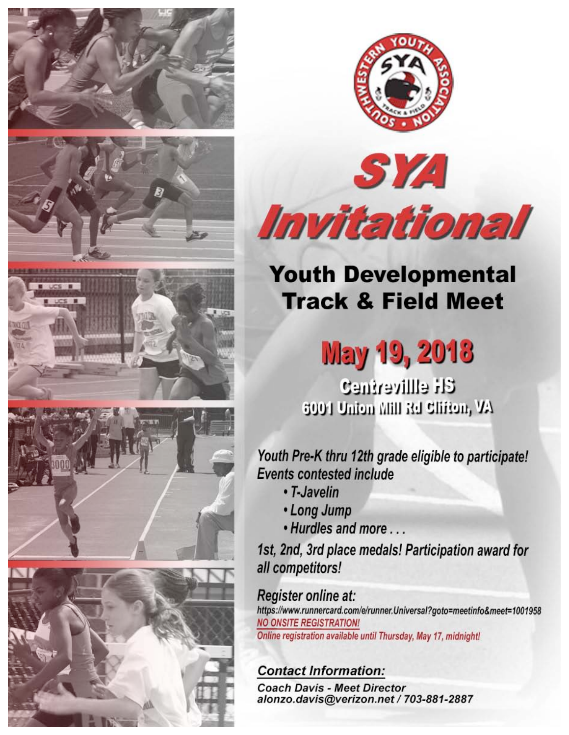# SYA Invitational

## Youth Developmental Track & Field Meet

## May 19, 2018

**Centrevillle HS**
**6001 Union Mill Rd Clifton, VA**

*Youth Pre-K thru 12th grade eligible to participate!*
*Events contested include*

- *T-Javelin*
- *Long Jump*
- *Hurdles and more . . .*

*1st, 2nd, 3rd place medals! Participation award for all competitors!*

*Register online at:*
***https://www.runnercard.com/e/runner.Universal?goto=meetinfo&meet=1001958***
***NO ONSITE REGISTRATION!***
*Online registration available until Thursday, May 17, midnight!*

***Contact Information:***

***Coach Davis - Meet Director***
***alonzo.davis@verizon.net / 703-881-2887***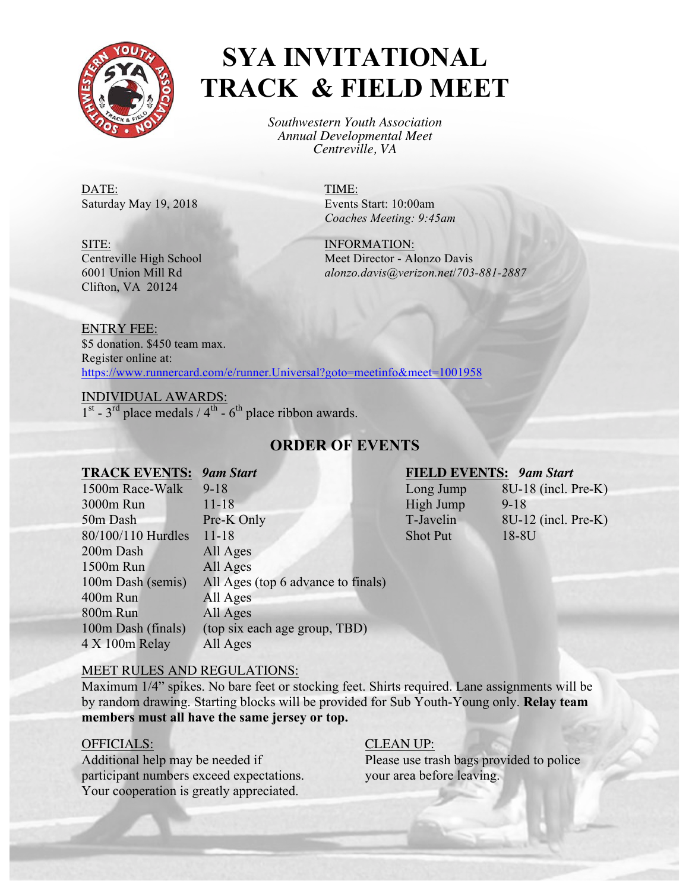# SYA INVITATIONAL TRACK & FIELD MEET

*Southwestern Youth Association*
*Annual Developmental Meet*
*Centreville, VA*

DATE:
Saturday May 19, 2018

TIME:
Events Start: 10:00am
*Coaches Meeting: 9:45am*

SITE:
Centreville High School
6001 Union Mill Rd
Clifton, VA 20124

INFORMATION:
Meet Director - Alonzo Davis
*alonzo.davis@verizon.net/703-881-2887*

ENTRY FEE:
$5 donation. $450 team max.
Register online at:
https://www.runnercard.com/e/runner.Universal?goto=meetinfo&meet=1001958

INDIVIDUAL AWARDS:
1st - 3rd place medals / 4th - 6th place ribbon awards.

## ORDER OF EVENTS

**TRACK EVENTS:** ***9am Start***

| Event | Ages |
|---|---|
| 1500m Race-Walk | 9-18 |
| 3000m Run | 11-18 |
| 50m Dash | Pre-K Only |
| 80/100/110 Hurdles | 11-18 |
| 200m Dash | All Ages |
| 1500m Run | All Ages |
| 100m Dash (semis) | All Ages (top 6 advance to finals) |
| 400m Run | All Ages |
| 800m Run | All Ages |
| 100m Dash (finals) | (top six each age group, TBD) |
| 4 X 100m Relay | All Ages |

**FIELD EVENTS:** ***9am Start***

| Event | Ages |
|---|---|
| Long Jump | 8U-18 (incl. Pre-K) |
| High Jump | 9-18 |
| T-Javelin | 8U-12 (incl. Pre-K) |
| Shot Put | 18-8U |

MEET RULES AND REGULATIONS:
Maximum 1/4" spikes. No bare feet or stocking feet. Shirts required. Lane assignments will be by random drawing. Starting blocks will be provided for Sub Youth-Young only. **Relay team members must all have the same jersey or top.**

OFFICIALS:
Additional help may be needed if participant numbers exceed expectations. Your cooperation is greatly appreciated.

CLEAN UP:
Please use trash bags provided to police your area before leaving.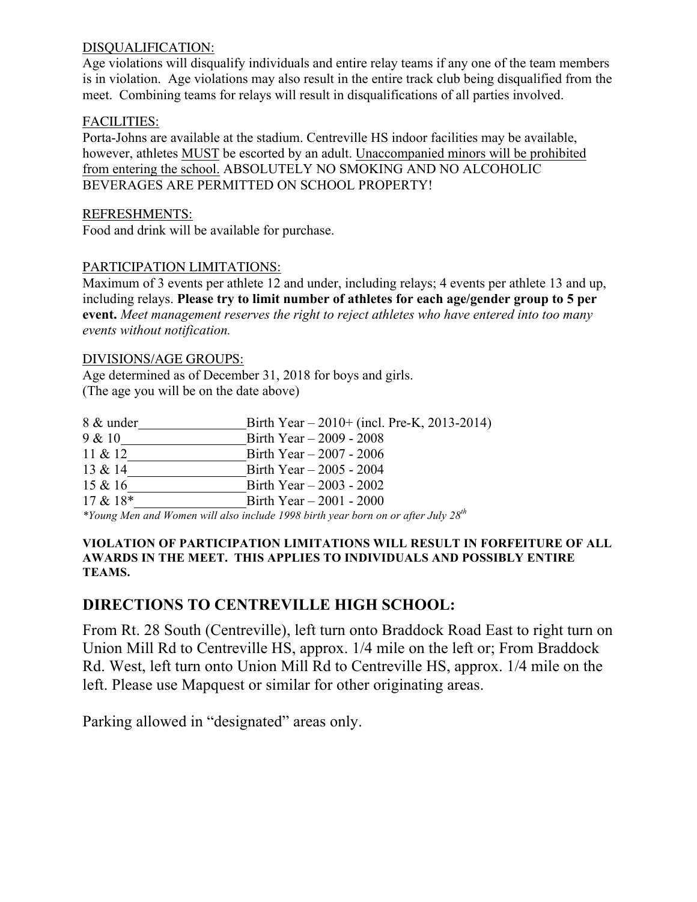DISQUALIFICATION:

Age violations will disqualify individuals and entire relay teams if any one of the team members is in violation. Age violations may also result in the entire track club being disqualified from the meet. Combining teams for relays will result in disqualifications of all parties involved.

FACILITIES:

Porta-Johns are available at the stadium. Centreville HS indoor facilities may be available, however, athletes MUST be escorted by an adult. Unaccompanied minors will be prohibited from entering the school. ABSOLUTELY NO SMOKING AND NO ALCOHOLIC BEVERAGES ARE PERMITTED ON SCHOOL PROPERTY!

REFRESHMENTS:

Food and drink will be available for purchase.

PARTICIPATION LIMITATIONS:

Maximum of 3 events per athlete 12 and under, including relays; 4 events per athlete 13 and up, including relays. **Please try to limit number of athletes for each age/gender group to 5 per event.** *Meet management reserves the right to reject athletes who have entered into too many events without notification.*

DIVISIONS/AGE GROUPS:

Age determined as of December 31, 2018 for boys and girls.
(The age you will be on the date above)

| Age Group | Birth Year |
|---|---|
| 8 & under | Birth Year – 2010+ (incl. Pre-K, 2013-2014) |
| 9 & 10 | Birth Year – 2009 - 2008 |
| 11 & 12 | Birth Year – 2007 - 2006 |
| 13 & 14 | Birth Year – 2005 - 2004 |
| 15 & 16 | Birth Year – 2003 - 2002 |
| 17 & 18* | Birth Year – 2001 - 2000 |

*\*Young Men and Women will also include 1998 birth year born on or after July 28th*

**VIOLATION OF PARTICIPATION LIMITATIONS WILL RESULT IN FORFEITURE OF ALL AWARDS IN THE MEET. THIS APPLIES TO INDIVIDUALS AND POSSIBLY ENTIRE TEAMS.**

## DIRECTIONS TO CENTREVILLE HIGH SCHOOL:

From Rt. 28 South (Centreville), left turn onto Braddock Road East to right turn on Union Mill Rd to Centreville HS, approx. 1/4 mile on the left or; From Braddock Rd. West, left turn onto Union Mill Rd to Centreville HS, approx. 1/4 mile on the left. Please use Mapquest or similar for other originating areas.

Parking allowed in "designated" areas only.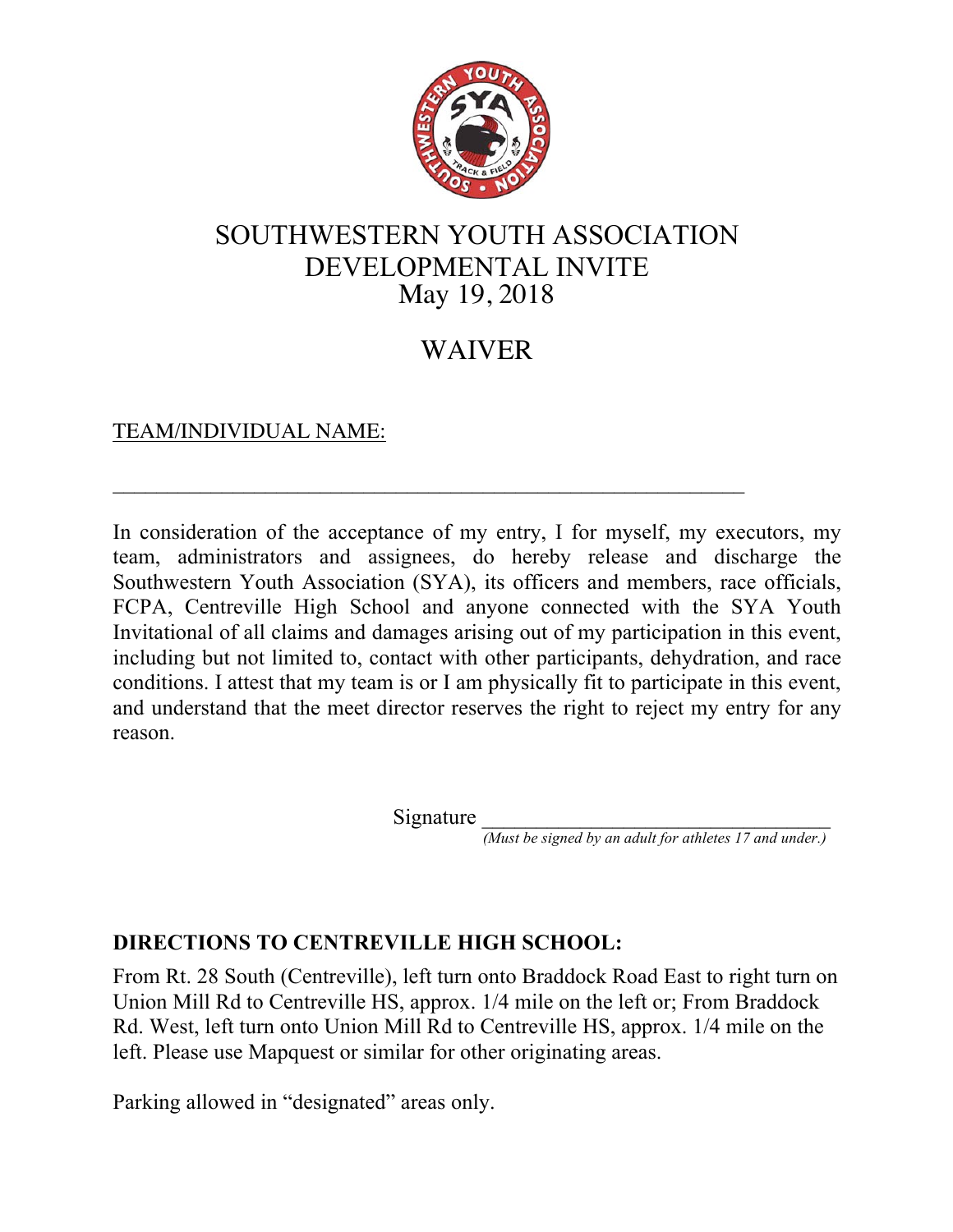# SOUTHWESTERN YOUTH ASSOCIATION DEVELOPMENTAL INVITE

May 19, 2018

# WAIVER

TEAM/INDIVIDUAL NAME:

______________________________________________________________

In consideration of the acceptance of my entry, I for myself, my executors, my team, administrators and assignees, do hereby release and discharge the Southwestern Youth Association (SYA), its officers and members, race officials, FCPA, Centreville High School and anyone connected with the SYA Youth Invitational of all claims and damages arising out of my participation in this event, including but not limited to, contact with other participants, dehydration, and race conditions. I attest that my team is or I am physically fit to participate in this event, and understand that the meet director reserves the right to reject my entry for any reason.

Signature ___________________________________

*(Must be signed by an adult for athletes 17 and under.)*

**DIRECTIONS TO CENTREVILLE HIGH SCHOOL:**

From Rt. 28 South (Centreville), left turn onto Braddock Road East to right turn on Union Mill Rd to Centreville HS, approx. 1/4 mile on the left or; From Braddock Rd. West, left turn onto Union Mill Rd to Centreville HS, approx. 1/4 mile on the left. Please use Mapquest or similar for other originating areas.

Parking allowed in "designated" areas only.